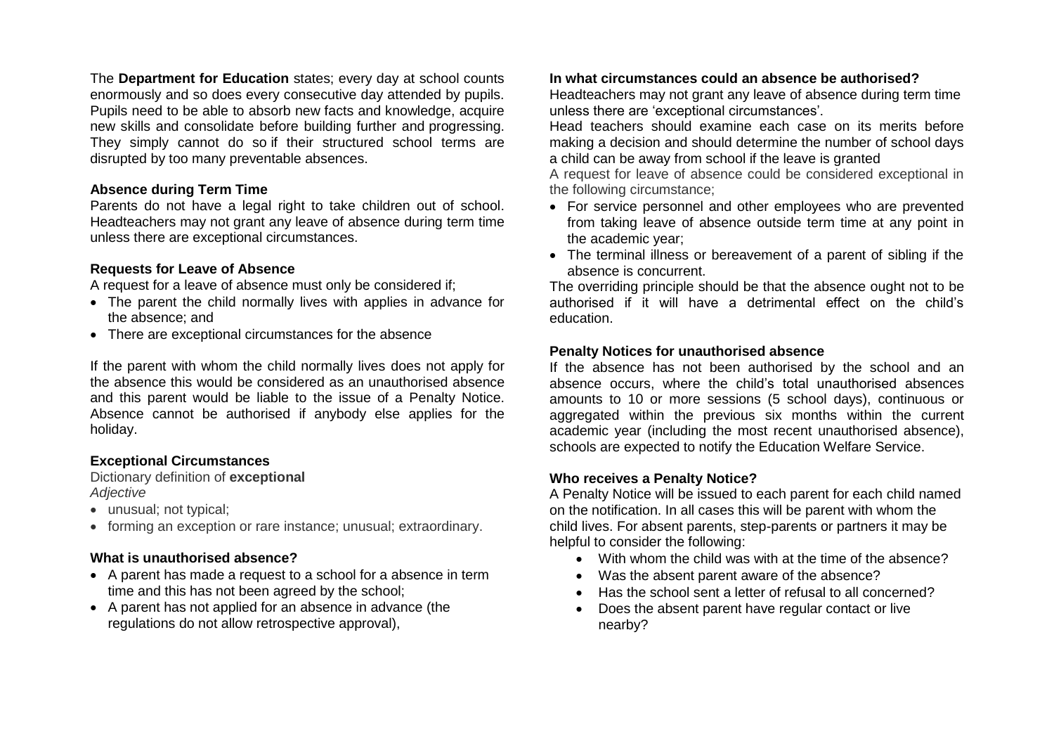The **Department for Education** states; every day at school counts enormously and so does every consecutive day attended by pupils. Pupils need to be able to absorb new facts and knowledge, acquire new skills and consolidate before building further and progressing. They simply cannot do so if their structured school terms are disrupted by too many preventable absences.

### Absence during Term Time

Parents do not have a legal right to take children out of school. Headteachers may not grant any leave of absence during term time unless there are exceptional circumstances.

### Requests for Leave of Absence

A request for a leave of absence must only be considered if;

- The parent the child normally lives with applies in advance for the absence; and
- There are exceptional circumstances for the absence

If the parent with whom the child normally lives does not apply for the absence this would be considered as an unauthorised absence and this parent would be liable to the issue of a Penalty Notice. Absence cannot be authorised if anybody else applies for the holiday.

### Exceptional Circumstances

Dictionary definition of **exceptional**

*Adjective*

- unusual; not typical;
- forming an exception or rare instance; unusual; extraordinary.

### What is unauthorised absence?

- A parent has made a request to a school for a absence in term time and this has not been agreed by the school;
- A parent has not applied for an absence in advance (the regulations do not allow retrospective approval),

### In what circumstances could an absence be authorised?

Headteachers may not grant any leave of absence during term time unless there are 'exceptional circumstances'.

Head teachers should examine each case on its merits before making a decision and should determine the number of school days a child can be away from school if the leave is granted

A request for leave of absence could be considered exceptional in the following circumstance;

- For service personnel and other employees who are prevented from taking leave of absence outside term time at any point in the academic year;
- The terminal illness or bereavement of a parent of sibling if the absence is concurrent.

The overriding principle should be that the absence ought not to be authorised if it will have a detrimental effect on the child's education.

### Penalty Notices for unauthorised absence

If the absence has not been authorised by the school and an absence occurs, where the child's total unauthorised absences amounts to 10 or more sessions (5 school days), continuous or aggregated within the previous six months within the current academic year (including the most recent unauthorised absence), schools are expected to notify the Education Welfare Service.

### Who receives a Penalty Notice?

A Penalty Notice will be issued to each parent for each child named on the notification. In all cases this will be parent with whom the child lives. For absent parents, step-parents or partners it may be helpful to consider the following:

- With whom the child was with at the time of the absence?
- Was the absent parent aware of the absence?
- Has the school sent a letter of refusal to all concerned?
- Does the absent parent have regular contact or live nearby?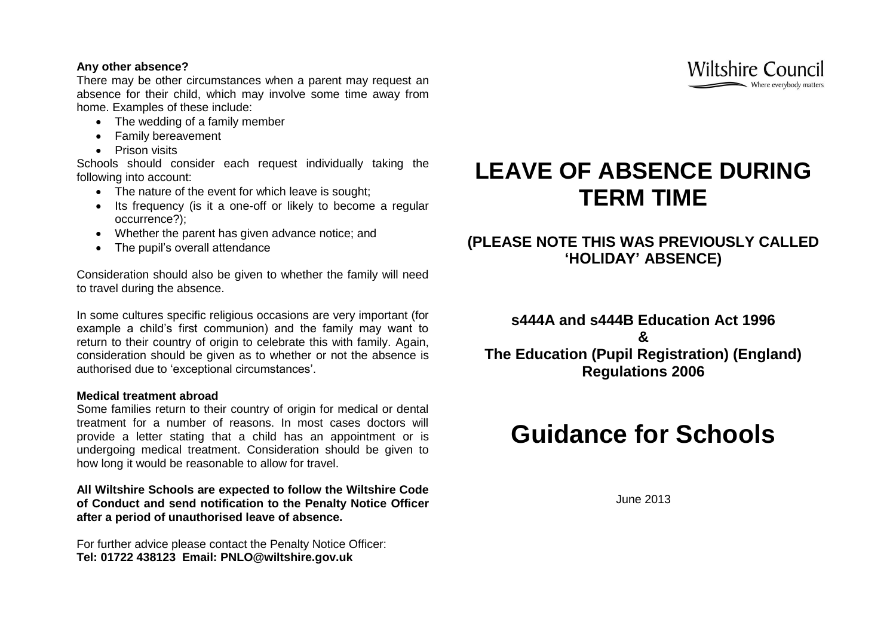**Any other absence?**

There may be other circumstances when a parent may request an absence for their child, which may involve some time away from home. Examples of these include:

- The wedding of a family member
- Family bereavement
- Prison visits

Schools should consider each request individually taking the following into account:

- The nature of the event for which leave is sought;
- Its frequency (is it a one-off or likely to become a regular occurrence?);
- Whether the parent has given advance notice; and
- The pupil's overall attendance

Consideration should also be given to whether the family will need to travel during the absence.

In some cultures specific religious occasions are very important (for example a child's first communion) and the family may want to return to their country of origin to celebrate this with family. Again, consideration should be given as to whether or not the absence is authorised due to 'exceptional circumstances'.

**Medical treatment abroad**

Some families return to their country of origin for medical or dental treatment for a number of reasons. In most cases doctors will provide a letter stating that a child has an appointment or is undergoing medical treatment. Consideration should be given to how long it would be reasonable to allow for travel.

**All Wiltshire Schools are expected to follow the Wiltshire Code of Conduct and send notification to the Penalty Notice Officer after a period of unauthorised leave of absence.**

For further advice please contact the Penalty Notice Officer:
**Tel: 01722 438123 Email: PNLO@wiltshire.gov.uk**

Wiltshire Council
Where everybody matters

# LEAVE OF ABSENCE DURING TERM TIME

### (PLEASE NOTE THIS WAS PREVIOUSLY CALLED 'HOLIDAY' ABSENCE)

### s444A and s444B Education Act 1996
### &
### The Education (Pupil Registration) (England) Regulations 2006

# Guidance for Schools

June 2013